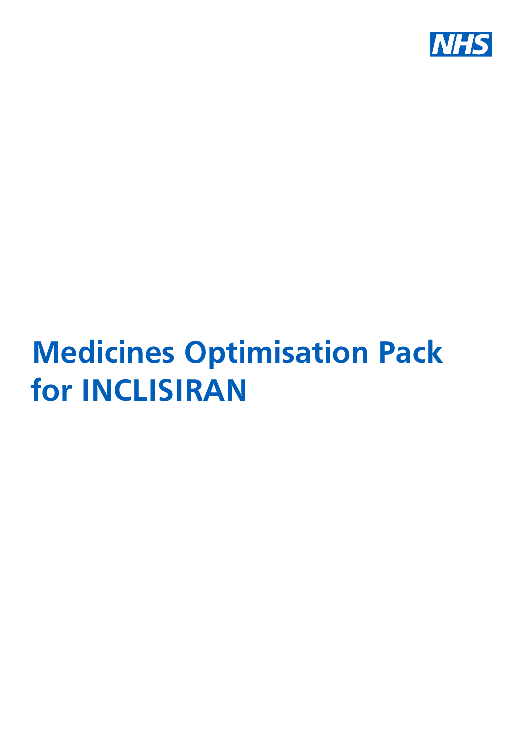# Medicines Optimisation Pack for INCLISIRAN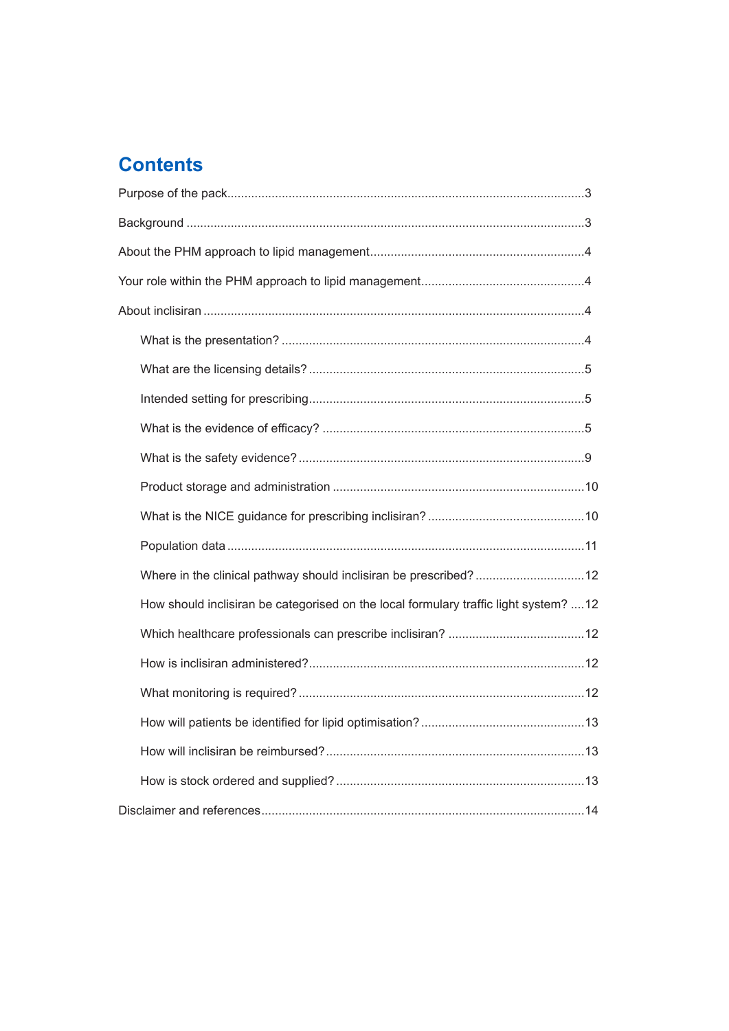# Contents

Purpose of the pack ........................................................................................................3

Background ....................................................................................................................3

About the PHM approach to lipid management ..............................................................4

Your role within the PHM approach to lipid management ...............................................4

About inclisiran ...............................................................................................................4

- What is the presentation? ........................................................................................4
- What are the licensing details? ................................................................................5
- Intended setting for prescribing ................................................................................5
- What is the evidence of efficacy? ............................................................................5
- What is the safety evidence? ...................................................................................9
- Product storage and administration .........................................................................10
- What is the NICE guidance for prescribing inclisiran? .............................................10
- Population data ........................................................................................................11
- Where in the clinical pathway should inclisiran be prescribed? ................................12
- How should inclisiran be categorised on the local formulary traffic light system? ....12
- Which healthcare professionals can prescribe inclisiran? ........................................12
- How is inclisiran administered? ................................................................................12
- What monitoring is required? ...................................................................................12
- How will patients be identified for lipid optimisation? ...............................................13
- How will inclisiran be reimbursed? ...........................................................................13
- How is stock ordered and supplied? ........................................................................13

Disclaimer and references ..............................................................................................14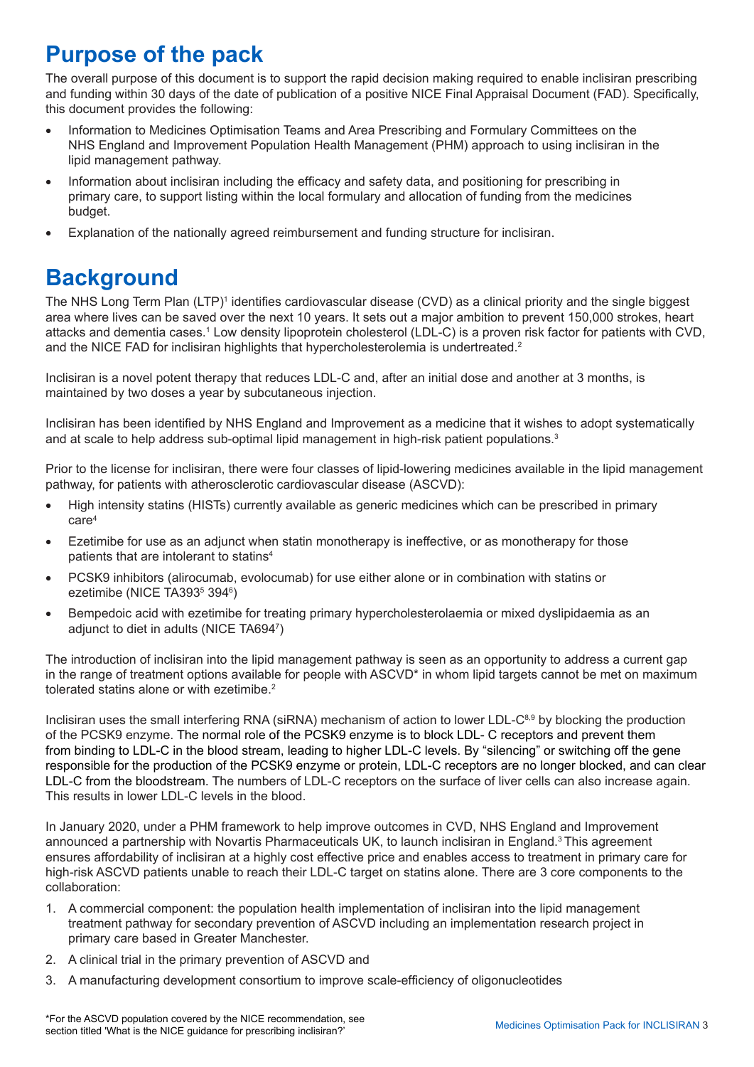## Purpose of the pack

The overall purpose of this document is to support the rapid decision making required to enable inclisiran prescribing and funding within 30 days of the date of publication of a positive NICE Final Appraisal Document (FAD). Specifically, this document provides the following:

- Information to Medicines Optimisation Teams and Area Prescribing and Formulary Committees on the NHS England and Improvement Population Health Management (PHM) approach to using inclisiran in the lipid management pathway.
- Information about inclisiran including the efficacy and safety data, and positioning for prescribing in primary care, to support listing within the local formulary and allocation of funding from the medicines budget.
- Explanation of the nationally agreed reimbursement and funding structure for inclisiran.

## Background

The NHS Long Term Plan (LTP)[1] identifies cardiovascular disease (CVD) as a clinical priority and the single biggest area where lives can be saved over the next 10 years. It sets out a major ambition to prevent 150,000 strokes, heart attacks and dementia cases.[1] Low density lipoprotein cholesterol (LDL-C) is a proven risk factor for patients with CVD, and the NICE FAD for inclisiran highlights that hypercholesterolemia is undertreated.[2]

Inclisiran is a novel potent therapy that reduces LDL-C and, after an initial dose and another at 3 months, is maintained by two doses a year by subcutaneous injection.

Inclisiran has been identified by NHS England and Improvement as a medicine that it wishes to adopt systematically and at scale to help address sub-optimal lipid management in high-risk patient populations.[3]

Prior to the license for inclisiran, there were four classes of lipid-lowering medicines available in the lipid management pathway, for patients with atherosclerotic cardiovascular disease (ASCVD):

- High intensity statins (HISTs) currently available as generic medicines which can be prescribed in primary care[4]
- Ezetimibe for use as an adjunct when statin monotherapy is ineffective, or as monotherapy for those patients that are intolerant to statins[4]
- PCSK9 inhibitors (alirocumab, evolocumab) for use either alone or in combination with statins or ezetimibe (NICE TA393[5] 394[6])
- Bempedoic acid with ezetimibe for treating primary hypercholesterolaemia or mixed dyslipidaemia as an adjunct to diet in adults (NICE TA694[7])

The introduction of inclisiran into the lipid management pathway is seen as an opportunity to address a current gap in the range of treatment options available for people with ASCVD* in whom lipid targets cannot be met on maximum tolerated statins alone or with ezetimibe.[2]

Inclisiran uses the small interfering RNA (siRNA) mechanism of action to lower LDL-C[8,9] by blocking the production of the PCSK9 enzyme. The normal role of the PCSK9 enzyme is to block LDL- C receptors and prevent them from binding to LDL-C in the blood stream, leading to higher LDL-C levels. By "silencing" or switching off the gene responsible for the production of the PCSK9 enzyme or protein, LDL-C receptors are no longer blocked, and can clear LDL-C from the bloodstream. The numbers of LDL-C receptors on the surface of liver cells can also increase again. This results in lower LDL-C levels in the blood.

In January 2020, under a PHM framework to help improve outcomes in CVD, NHS England and Improvement announced a partnership with Novartis Pharmaceuticals UK, to launch inclisiran in England.[3] This agreement ensures affordability of inclisiran at a highly cost effective price and enables access to treatment in primary care for high-risk ASCVD patients unable to reach their LDL-C target on statins alone. There are 3 core components to the collaboration:

1. A commercial component: the population health implementation of inclisiran into the lipid management treatment pathway for secondary prevention of ASCVD including an implementation research project in primary care based in Greater Manchester.
2. A clinical trial in the primary prevention of ASCVD and
3. A manufacturing development consortium to improve scale-efficiency of oligonucleotides

*For the ASCVD population covered by the NICE recommendation, see section titled 'What is the NICE guidance for prescribing inclisiran?'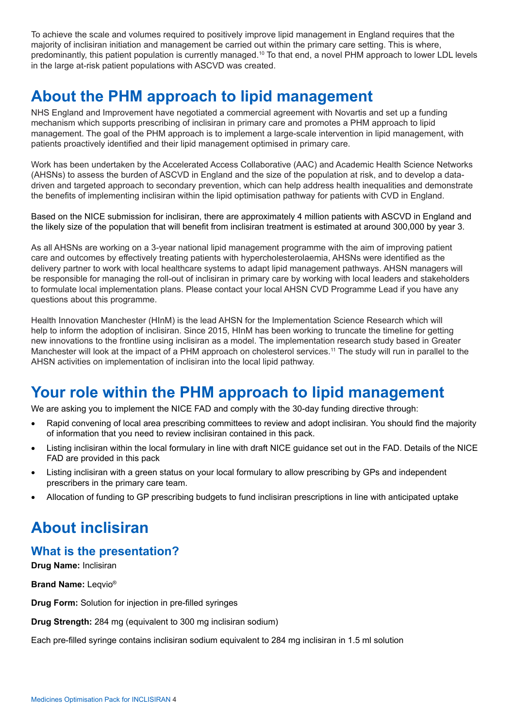To achieve the scale and volumes required to positively improve lipid management in England requires that the majority of inclisiran initiation and management be carried out within the primary care setting. This is where, predominantly, this patient population is currently managed.[10] To that end, a novel PHM approach to lower LDL levels in the large at-risk patient populations with ASCVD was created.

# About the PHM approach to lipid management

NHS England and Improvement have negotiated a commercial agreement with Novartis and set up a funding mechanism which supports prescribing of inclisiran in primary care and promotes a PHM approach to lipid management. The goal of the PHM approach is to implement a large-scale intervention in lipid management, with patients proactively identified and their lipid management optimised in primary care.

Work has been undertaken by the Accelerated Access Collaborative (AAC) and Academic Health Science Networks (AHSNs) to assess the burden of ASCVD in England and the size of the population at risk, and to develop a data-driven and targeted approach to secondary prevention, which can help address health inequalities and demonstrate the benefits of implementing inclisiran within the lipid optimisation pathway for patients with CVD in England.

Based on the NICE submission for inclisiran, there are approximately 4 million patients with ASCVD in England and the likely size of the population that will benefit from inclisiran treatment is estimated at around 300,000 by year 3.

As all AHSNs are working on a 3-year national lipid management programme with the aim of improving patient care and outcomes by effectively treating patients with hypercholesterolaemia, AHSNs were identified as the delivery partner to work with local healthcare systems to adapt lipid management pathways. AHSN managers will be responsible for managing the roll-out of inclisiran in primary care by working with local leaders and stakeholders to formulate local implementation plans. Please contact your local AHSN CVD Programme Lead if you have any questions about this programme.

Health Innovation Manchester (HInM) is the lead AHSN for the Implementation Science Research which will help to inform the adoption of inclisiran. Since 2015, HInM has been working to truncate the timeline for getting new innovations to the frontline using inclisiran as a model. The implementation research study based in Greater Manchester will look at the impact of a PHM approach on cholesterol services.[11] The study will run in parallel to the AHSN activities on implementation of inclisiran into the local lipid pathway.

# Your role within the PHM approach to lipid management

We are asking you to implement the NICE FAD and comply with the 30-day funding directive through:

- Rapid convening of local area prescribing committees to review and adopt inclisiran. You should find the majority of information that you need to review inclisiran contained in this pack.
- Listing inclisiran within the local formulary in line with draft NICE guidance set out in the FAD. Details of the NICE FAD are provided in this pack
- Listing inclisiran with a green status on your local formulary to allow prescribing by GPs and independent prescribers in the primary care team.
- Allocation of funding to GP prescribing budgets to fund inclisiran prescriptions in line with anticipated uptake

# About inclisiran

## What is the presentation?

**Drug Name:** Inclisiran

**Brand Name:** Leqvio®

**Drug Form:** Solution for injection in pre-filled syringes

**Drug Strength:** 284 mg (equivalent to 300 mg inclisiran sodium)

Each pre-filled syringe contains inclisiran sodium equivalent to 284 mg inclisiran in 1.5 ml solution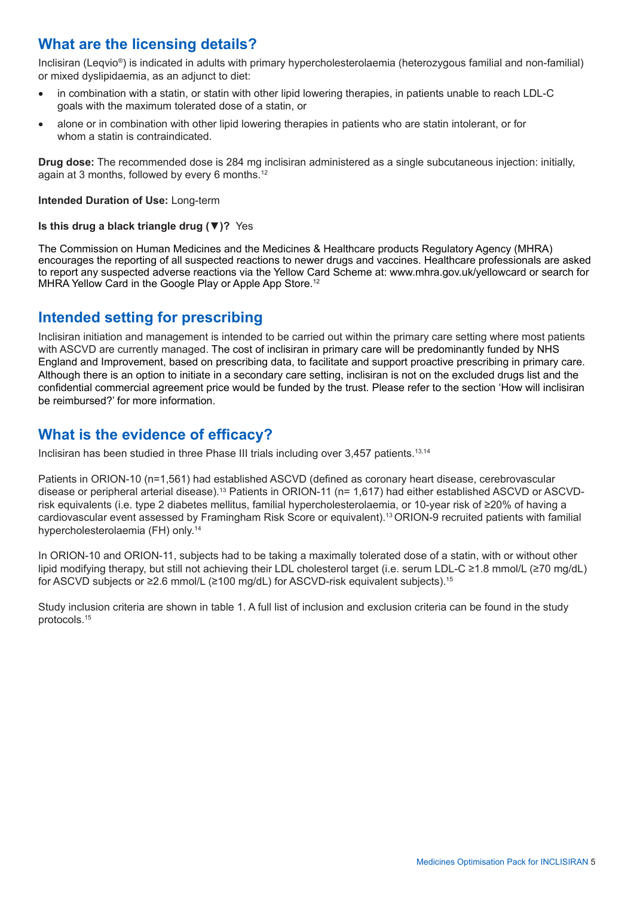## What are the licensing details?

Inclisiran (Leqvio®) is indicated in adults with primary hypercholesterolaemia (heterozygous familial and non-familial) or mixed dyslipidaemia, as an adjunct to diet:

- in combination with a statin, or statin with other lipid lowering therapies, in patients unable to reach LDL-C goals with the maximum tolerated dose of a statin, or
- alone or in combination with other lipid lowering therapies in patients who are statin intolerant, or for whom a statin is contraindicated.

**Drug dose:** The recommended dose is 284 mg inclisiran administered as a single subcutaneous injection: initially, again at 3 months, followed by every 6 months.[12]

**Intended Duration of Use:** Long-term

**Is this drug a black triangle drug (▼)?** Yes

The Commission on Human Medicines and the Medicines & Healthcare products Regulatory Agency (MHRA) encourages the reporting of all suspected reactions to newer drugs and vaccines. Healthcare professionals are asked to report any suspected adverse reactions via the Yellow Card Scheme at: www.mhra.gov.uk/yellowcard or search for MHRA Yellow Card in the Google Play or Apple App Store.[12]

## Intended setting for prescribing

Inclisiran initiation and management is intended to be carried out within the primary care setting where most patients with ASCVD are currently managed. The cost of inclisiran in primary care will be predominantly funded by NHS England and Improvement, based on prescribing data, to facilitate and support proactive prescribing in primary care. Although there is an option to initiate in a secondary care setting, inclisiran is not on the excluded drugs list and the confidential commercial agreement price would be funded by the trust. Please refer to the section 'How will inclisiran be reimbursed?' for more information.

## What is the evidence of efficacy?

Inclisiran has been studied in three Phase III trials including over 3,457 patients.[13,14]

Patients in ORION-10 (n=1,561) had established ASCVD (defined as coronary heart disease, cerebrovascular disease or peripheral arterial disease).[13] Patients in ORION-11 (n= 1,617) had either established ASCVD or ASCVD-risk equivalents (i.e. type 2 diabetes mellitus, familial hypercholesterolaemia, or 10-year risk of ≥20% of having a cardiovascular event assessed by Framingham Risk Score or equivalent).[13] ORION-9 recruited patients with familial hypercholesterolaemia (FH) only.[14]

In ORION-10 and ORION-11, subjects had to be taking a maximally tolerated dose of a statin, with or without other lipid modifying therapy, but still not achieving their LDL cholesterol target (i.e. serum LDL-C ≥1.8 mmol/L (≥70 mg/dL) for ASCVD subjects or ≥2.6 mmol/L (≥100 mg/dL) for ASCVD-risk equivalent subjects).[15]

Study inclusion criteria are shown in table 1. A full list of inclusion and exclusion criteria can be found in the study protocols.[15]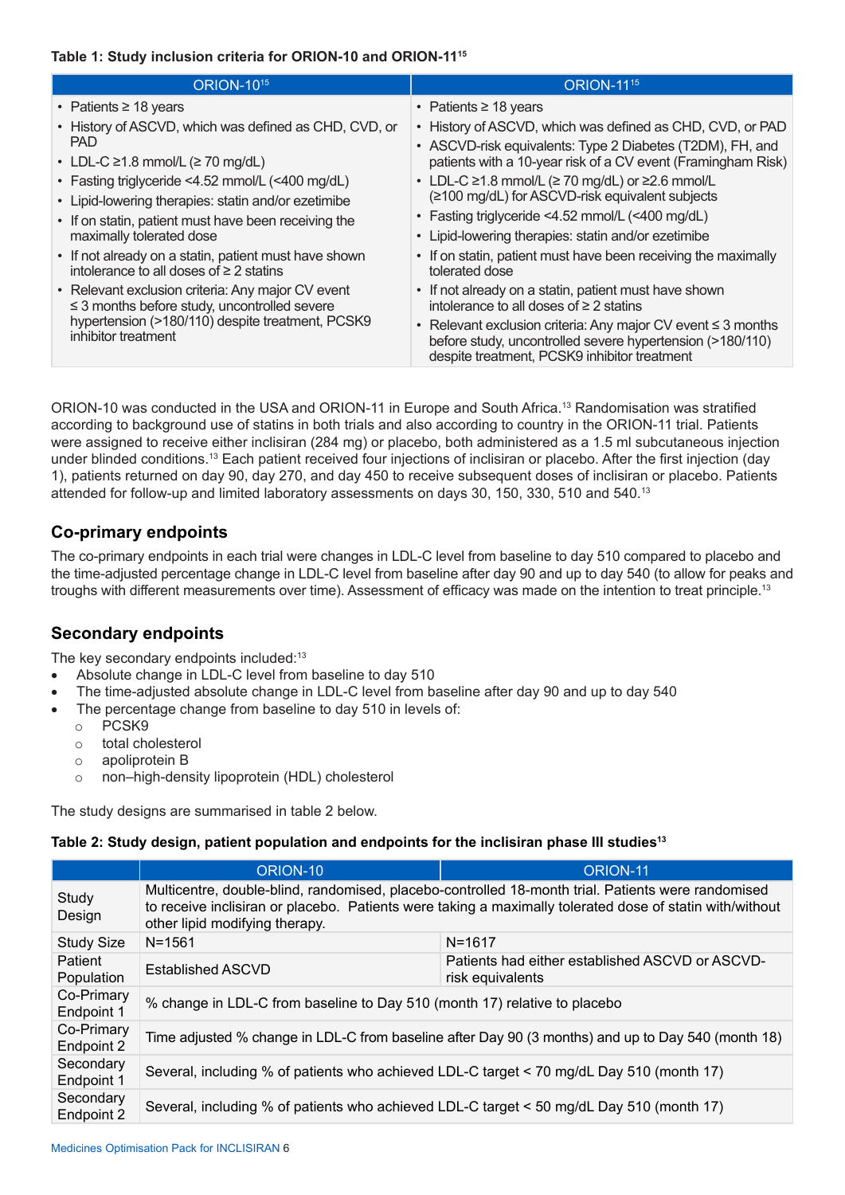**Table 1: Study inclusion criteria for ORION-10 and ORION-11**[15]

| ORION-10[15] | ORION-11[15] |
|---|---|
| • Patients ≥ 18 years<br>• History of ASCVD, which was defined as CHD, CVD, or PAD<br>• LDL-C ≥1.8 mmol/L (≥ 70 mg/dL)<br>• Fasting triglyceride <4.52 mmol/L (<400 mg/dL)<br>• Lipid-lowering therapies: statin and/or ezetimibe<br>• If on statin, patient must have been receiving the maximally tolerated dose<br>• If not already on a statin, patient must have shown intolerance to all doses of ≥ 2 statins<br>• Relevant exclusion criteria: Any major CV event ≤ 3 months before study, uncontrolled severe hypertension (>180/110) despite treatment, PCSK9 inhibitor treatment | • Patients ≥ 18 years<br>• History of ASCVD, which was defined as CHD, CVD, or PAD<br>• ASCVD-risk equivalents: Type 2 Diabetes (T2DM), FH, and patients with a 10-year risk of a CV event (Framingham Risk)<br>• LDL-C ≥1.8 mmol/L (≥ 70 mg/dL) or ≥2.6 mmol/L (≥100 mg/dL) for ASCVD-risk equivalent subjects<br>• Fasting triglyceride <4.52 mmol/L (<400 mg/dL)<br>• Lipid-lowering therapies: statin and/or ezetimibe<br>• If on statin, patient must have been receiving the maximally tolerated dose<br>• If not already on a statin, patient must have shown intolerance to all doses of ≥ 2 statins<br>• Relevant exclusion criteria: Any major CV event ≤ 3 months before study, uncontrolled severe hypertension (>180/110) despite treatment, PCSK9 inhibitor treatment |

ORION-10 was conducted in the USA and ORION-11 in Europe and South Africa.[13] Randomisation was stratified according to background use of statins in both trials and also according to country in the ORION-11 trial. Patients were assigned to receive either inclisiran (284 mg) or placebo, both administered as a 1.5 ml subcutaneous injection under blinded conditions.[13] Each patient received four injections of inclisiran or placebo. After the first injection (day 1), patients returned on day 90, day 270, and day 450 to receive subsequent doses of inclisiran or placebo. Patients attended for follow-up and limited laboratory assessments on days 30, 150, 330, 510 and 540.[13]

## Co-primary endpoints

The co-primary endpoints in each trial were changes in LDL-C level from baseline to day 510 compared to placebo and the time-adjusted percentage change in LDL-C level from baseline after day 90 and up to day 540 (to allow for peaks and troughs with different measurements over time). Assessment of efficacy was made on the intention to treat principle.[13]

## Secondary endpoints

The key secondary endpoints included:[13]

- Absolute change in LDL-C level from baseline to day 510
- The time-adjusted absolute change in LDL-C level from baseline after day 90 and up to day 540
- The percentage change from baseline to day 510 in levels of:
  - PCSK9
  - total cholesterol
  - apolipoprotein B
  - non–high-density lipoprotein (HDL) cholesterol

The study designs are summarised in table 2 below.

**Table 2: Study design, patient population and endpoints for the inclisiran phase III studies**[13]

| | ORION-10 | ORION-11 |
|---|---|---|
| Study Design | Multicentre, double-blind, randomised, placebo-controlled 18-month trial. Patients were randomised to receive inclisiran or placebo. Patients were taking a maximally tolerated dose of statin with/without other lipid modifying therapy. | |
| Study Size | N=1561 | N=1617 |
| Patient Population | Established ASCVD | Patients had either established ASCVD or ASCVD-risk equivalents |
| Co-Primary Endpoint 1 | % change in LDL-C from baseline to Day 510 (month 17) relative to placebo | |
| Co-Primary Endpoint 2 | Time adjusted % change in LDL-C from baseline after Day 90 (3 months) and up to Day 540 (month 18) | |
| Secondary Endpoint 1 | Several, including % of patients who achieved LDL-C target < 70 mg/dL Day 510 (month 17) | |
| Secondary Endpoint 2 | Several, including % of patients who achieved LDL-C target < 50 mg/dL Day 510 (month 17) | |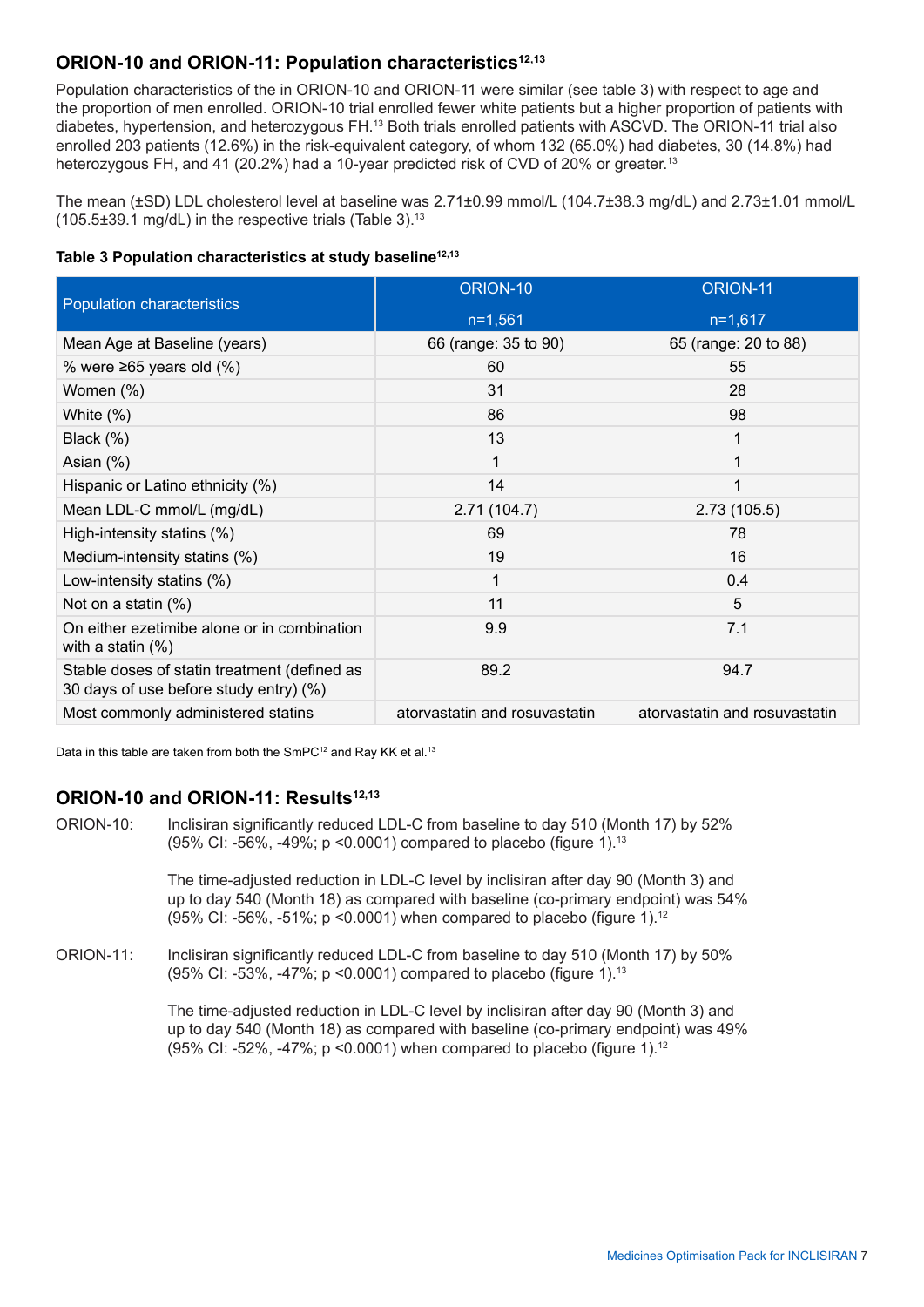## ORION-10 and ORION-11: Population characteristics[12,13]

Population characteristics of the in ORION-10 and ORION-11 were similar (see table 3) with respect to age and the proportion of men enrolled. ORION-10 trial enrolled fewer white patients but a higher proportion of patients with diabetes, hypertension, and heterozygous FH.[13] Both trials enrolled patients with ASCVD. The ORION-11 trial also enrolled 203 patients (12.6%) in the risk-equivalent category, of whom 132 (65.0%) had diabetes, 30 (14.8%) had heterozygous FH, and 41 (20.2%) had a 10-year predicted risk of CVD of 20% or greater.[13]

The mean (±SD) LDL cholesterol level at baseline was 2.71±0.99 mmol/L (104.7±38.3 mg/dL) and 2.73±1.01 mmol/L (105.5±39.1 mg/dL) in the respective trials (Table 3).[13]

**Table 3 Population characteristics at study baseline[12,13]**

| Population characteristics | ORION-10 n=1,561 | ORION-11 n=1,617 |
|---|---|---|
| Mean Age at Baseline (years) | 66 (range: 35 to 90) | 65 (range: 20 to 88) |
| % were ≥65 years old (%) | 60 | 55 |
| Women (%) | 31 | 28 |
| White (%) | 86 | 98 |
| Black (%) | 13 | 1 |
| Asian (%) | 1 | 1 |
| Hispanic or Latino ethnicity (%) | 14 | 1 |
| Mean LDL-C mmol/L (mg/dL) | 2.71 (104.7) | 2.73 (105.5) |
| High-intensity statins (%) | 69 | 78 |
| Medium-intensity statins (%) | 19 | 16 |
| Low-intensity statins (%) | 1 | 0.4 |
| Not on a statin (%) | 11 | 5 |
| On either ezetimibe alone or in combination with a statin (%) | 9.9 | 7.1 |
| Stable doses of statin treatment (defined as 30 days of use before study entry) (%) | 89.2 | 94.7 |
| Most commonly administered statins | atorvastatin and rosuvastatin | atorvastatin and rosuvastatin |

Data in this table are taken from both the SmPC[12] and Ray KK et al.[13]

## ORION-10 and ORION-11: Results[12,13]

ORION-10: Inclisiran significantly reduced LDL-C from baseline to day 510 (Month 17) by 52% (95% CI: -56%, -49%; $p < 0.0001$) compared to placebo (figure 1).[13]

The time-adjusted reduction in LDL-C level by inclisiran after day 90 (Month 3) and up to day 540 (Month 18) as compared with baseline (co-primary endpoint) was 54% (95% CI: -56%, -51%; $p < 0.0001$) when compared to placebo (figure 1).[12]

ORION-11: Inclisiran significantly reduced LDL-C from baseline to day 510 (Month 17) by 50% (95% CI: -53%, -47%; $p < 0.0001$) compared to placebo (figure 1).[13]

The time-adjusted reduction in LDL-C level by inclisiran after day 90 (Month 3) and up to day 540 (Month 18) as compared with baseline (co-primary endpoint) was 49% (95% CI: -52%, -47%; $p < 0.0001$) when compared to placebo (figure 1).[12]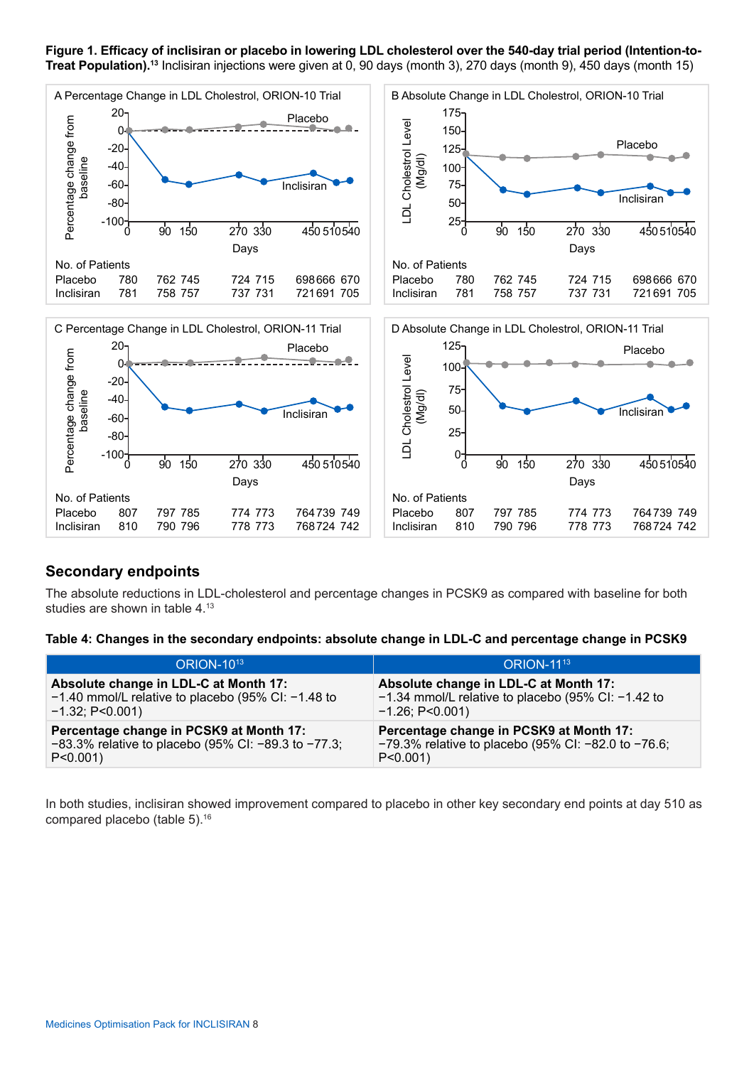**Figure 1. Efficacy of inclisiran or placebo in lowering LDL cholesterol over the 540-day trial period (Intention-to-Treat Population).**[13] Inclisiran injections were given at 0, 90 days (month 3), 270 days (month 9), 450 days (month 15)

A Percentage Change in LDL Cholestrol, ORION-10 Trial

No. of Patients

| | 0 | 90 | 150 | 270 | 330 | 450 | 510 | 540 |
|---|---|---|---|---|---|---|---|---|
| Placebo | 780 | 762 | 745 | 724 | 715 | 698 | 666 | 670 |
| Inclisiran | 781 | 758 | 757 | 737 | 731 | 721 | 691 | 705 |

B Absolute Change in LDL Cholestrol, ORION-10 Trial

No. of Patients

| | 0 | 90 | 150 | 270 | 330 | 450 | 510 | 540 |
|---|---|---|---|---|---|---|---|---|
| Placebo | 780 | 762 | 745 | 724 | 715 | 698 | 666 | 670 |
| Inclisiran | 781 | 758 | 757 | 737 | 731 | 721 | 691 | 705 |

C Percentage Change in LDL Cholestrol, ORION-11 Trial

No. of Patients

| | 0 | 90 | 150 | 270 | 330 | 450 | 510 | 540 |
|---|---|---|---|---|---|---|---|---|
| Placebo | 807 | 797 | 785 | 774 | 773 | 764 | 739 | 749 |
| Inclisiran | 810 | 790 | 796 | 778 | 773 | 768 | 724 | 742 |

D Absolute Change in LDL Cholestrol, ORION-11 Trial

No. of Patients

| | 0 | 90 | 150 | 270 | 330 | 450 | 510 | 540 |
|---|---|---|---|---|---|---|---|---|
| Placebo | 807 | 797 | 785 | 774 | 773 | 764 | 739 | 749 |
| Inclisiran | 810 | 790 | 796 | 778 | 773 | 768 | 724 | 742 |

## Secondary endpoints

The absolute reductions in LDL-cholesterol and percentage changes in PCSK9 as compared with baseline for both studies are shown in table 4.[13]

**Table 4: Changes in the secondary endpoints: absolute change in LDL-C and percentage change in PCSK9**

| ORION-10[13] | ORION-11[13] |
|---|---|
| **Absolute change in LDL-C at Month 17:** −1.40 mmol/L relative to placebo (95% CI: −1.48 to −1.32; P<0.001) | **Absolute change in LDL-C at Month 17:** −1.34 mmol/L relative to placebo (95% CI: −1.42 to −1.26; P<0.001) |
| **Percentage change in PCSK9 at Month 17:** −83.3% relative to placebo (95% CI: −89.3 to −77.3; P<0.001) | **Percentage change in PCSK9 at Month 17:** −79.3% relative to placebo (95% CI: −82.0 to −76.6; P<0.001) |

In both studies, inclisiran showed improvement compared to placebo in other key secondary end points at day 510 as compared placebo (table 5).[16]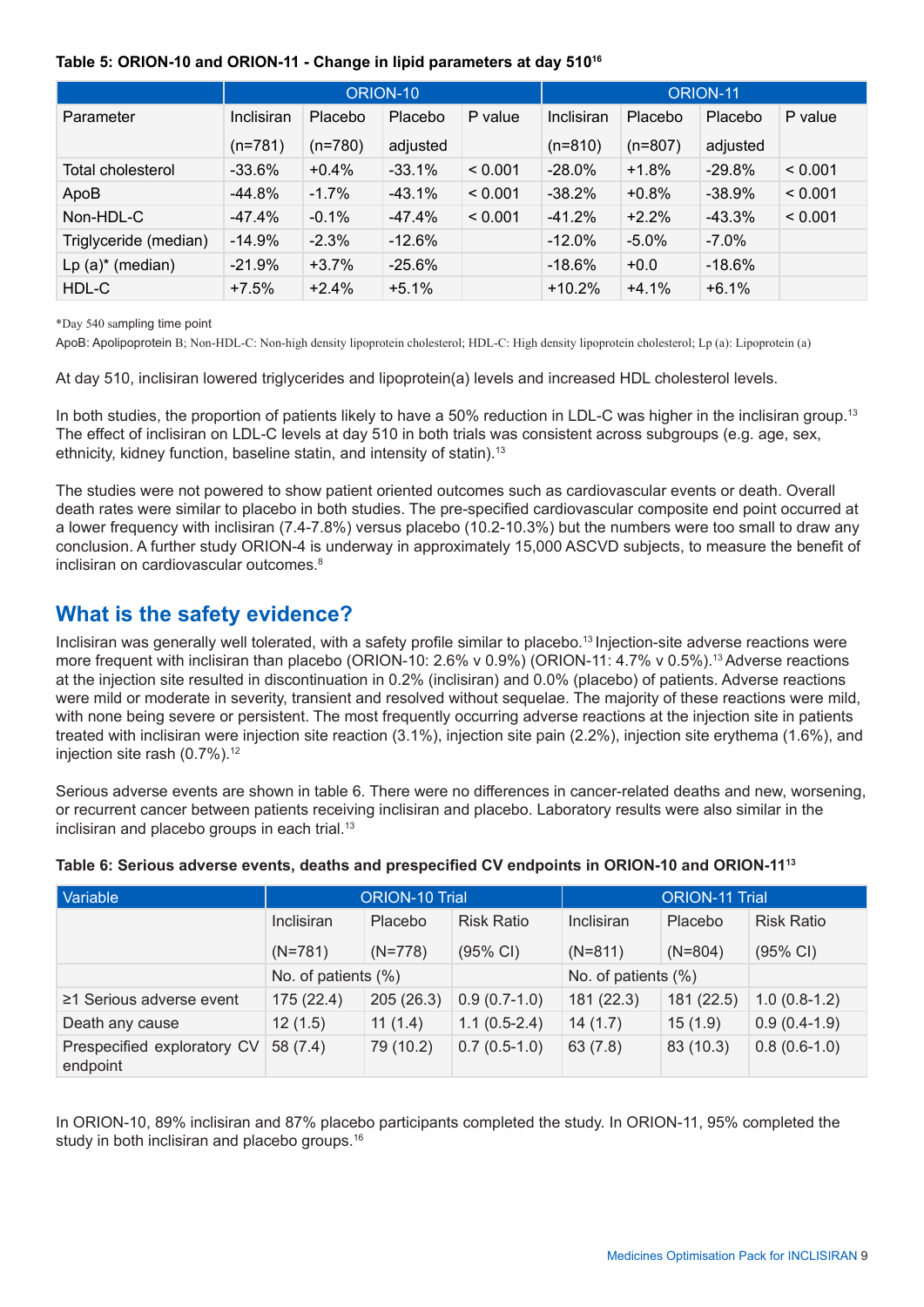**Table 5: ORION-10 and ORION-11 - Change in lipid parameters at day 510[16]**

| | ORION-10 | | | | ORION-11 | | | |
|---|---|---|---|---|---|---|---|---|
| Parameter | Inclisiran (n=781) | Placebo (n=780) | Placebo adjusted | P value | Inclisiran (n=810) | Placebo (n=807) | Placebo adjusted | P value |
| Total cholesterol | -33.6% | +0.4% | -33.1% | < 0.001 | -28.0% | +1.8% | -29.8% | < 0.001 |
| ApoB | -44.8% | -1.7% | -43.1% | < 0.001 | -38.2% | +0.8% | -38.9% | < 0.001 |
| Non-HDL-C | -47.4% | -0.1% | -47.4% | < 0.001 | -41.2% | +2.2% | -43.3% | < 0.001 |
| Triglyceride (median) | -14.9% | -2.3% | -12.6% | | -12.0% | -5.0% | -7.0% | |
| Lp (a)* (median) | -21.9% | +3.7% | -25.6% | | -18.6% | +0.0 | -18.6% | |
| HDL-C | +7.5% | +2.4% | +5.1% | | +10.2% | +4.1% | +6.1% | |

*Day 540 sampling time point

ApoB: Apolipoprotein B; Non-HDL-C: Non-high density lipoprotein cholesterol; HDL-C: High density lipoprotein cholesterol; Lp (a): Lipoprotein (a)

At day 510, inclisiran lowered triglycerides and lipoprotein(a) levels and increased HDL cholesterol levels.

In both studies, the proportion of patients likely to have a 50% reduction in LDL-C was higher in the inclisiran group.[13] The effect of inclisiran on LDL-C levels at day 510 in both trials was consistent across subgroups (e.g. age, sex, ethnicity, kidney function, baseline statin, and intensity of statin).[13]

The studies were not powered to show patient oriented outcomes such as cardiovascular events or death. Overall death rates were similar to placebo in both studies. The pre-specified cardiovascular composite end point occurred at a lower frequency with inclisiran (7.4-7.8%) versus placebo (10.2-10.3%) but the numbers were too small to draw any conclusion. A further study ORION-4 is underway in approximately 15,000 ASCVD subjects, to measure the benefit of inclisiran on cardiovascular outcomes.[8]

## What is the safety evidence?

Inclisiran was generally well tolerated, with a safety profile similar to placebo.[13] Injection-site adverse reactions were more frequent with inclisiran than placebo (ORION-10: 2.6% v 0.9%) (ORION-11: 4.7% v 0.5%).[13] Adverse reactions at the injection site resulted in discontinuation in 0.2% (inclisiran) and 0.0% (placebo) of patients. Adverse reactions were mild or moderate in severity, transient and resolved without sequelae. The majority of these reactions were mild, with none being severe or persistent. The most frequently occurring adverse reactions at the injection site in patients treated with inclisiran were injection site reaction (3.1%), injection site pain (2.2%), injection site erythema (1.6%), and injection site rash (0.7%).[12]

Serious adverse events are shown in table 6. There were no differences in cancer-related deaths and new, worsening, or recurrent cancer between patients receiving inclisiran and placebo. Laboratory results were also similar in the inclisiran and placebo groups in each trial.[13]

**Table 6: Serious adverse events, deaths and prespecified CV endpoints in ORION-10 and ORION-11[13]**

| Variable | ORION-10 Trial | | | ORION-11 Trial | | |
|---|---|---|---|---|---|---|
| | Inclisiran (N=781) | Placebo (N=778) | Risk Ratio (95% CI) | Inclisiran (N=811) | Placebo (N=804) | Risk Ratio (95% CI) |
| | No. of patients (%) | | | No. of patients (%) | | |
| ≥1 Serious adverse event | 175 (22.4) | 205 (26.3) | 0.9 (0.7-1.0) | 181 (22.3) | 181 (22.5) | 1.0 (0.8-1.2) |
| Death any cause | 12 (1.5) | 11 (1.4) | 1.1 (0.5-2.4) | 14 (1.7) | 15 (1.9) | 0.9 (0.4-1.9) |
| Prespecified exploratory CV endpoint | 58 (7.4) | 79 (10.2) | 0.7 (0.5-1.0) | 63 (7.8) | 83 (10.3) | 0.8 (0.6-1.0) |

In ORION-10, 89% inclisiran and 87% placebo participants completed the study. In ORION-11, 95% completed the study in both inclisiran and placebo groups.[16]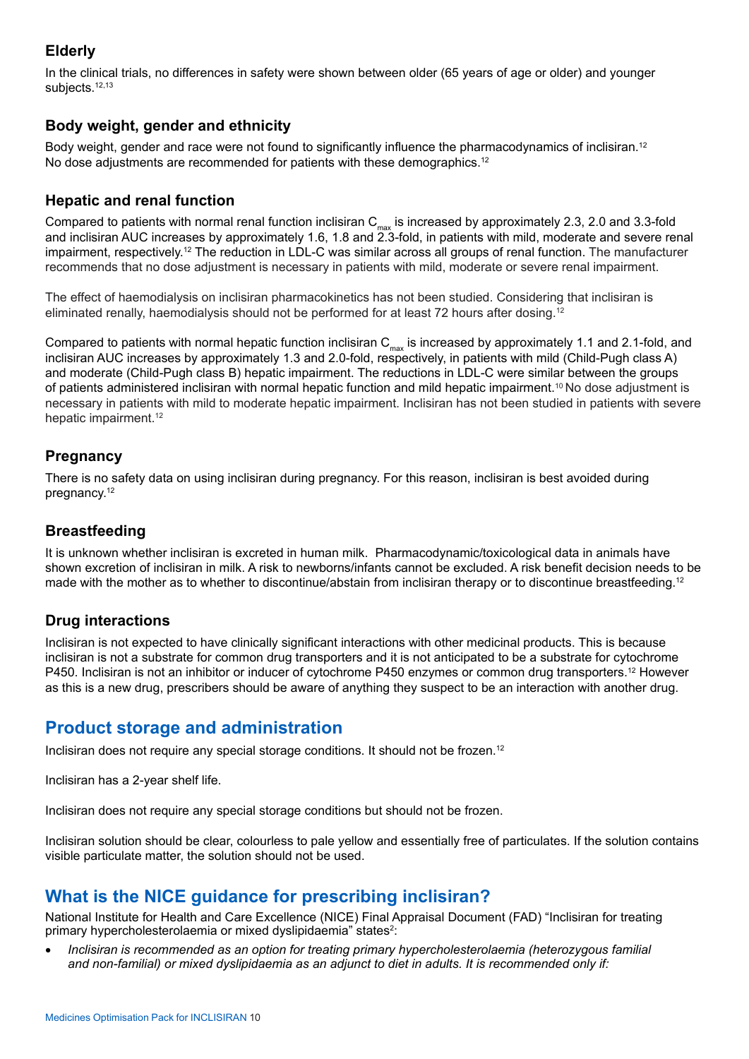### Elderly

In the clinical trials, no differences in safety were shown between older (65 years of age or older) and younger subjects.[12,13]

### Body weight, gender and ethnicity

Body weight, gender and race were not found to significantly influence the pharmacodynamics of inclisiran.[12] No dose adjustments are recommended for patients with these demographics.[12]

### Hepatic and renal function

Compared to patients with normal renal function inclisiran $C_{max}$ is increased by approximately 2.3, 2.0 and 3.3-fold and inclisiran AUC increases by approximately 1.6, 1.8 and 2.3-fold, in patients with mild, moderate and severe renal impairment, respectively.[12] The reduction in LDL-C was similar across all groups of renal function. The manufacturer recommends that no dose adjustment is necessary in patients with mild, moderate or severe renal impairment.

The effect of haemodialysis on inclisiran pharmacokinetics has not been studied. Considering that inclisiran is eliminated renally, haemodialysis should not be performed for at least 72 hours after dosing.[12]

Compared to patients with normal hepatic function inclisiran $C_{max}$ is increased by approximately 1.1 and 2.1-fold, and inclisiran AUC increases by approximately 1.3 and 2.0-fold, respectively, in patients with mild (Child-Pugh class A) and moderate (Child-Pugh class B) hepatic impairment. The reductions in LDL-C were similar between the groups of patients administered inclisiran with normal hepatic function and mild hepatic impairment.[10] No dose adjustment is necessary in patients with mild to moderate hepatic impairment. Inclisiran has not been studied in patients with severe hepatic impairment.[12]

### Pregnancy

There is no safety data on using inclisiran during pregnancy. For this reason, inclisiran is best avoided during pregnancy.[12]

### Breastfeeding

It is unknown whether inclisiran is excreted in human milk. Pharmacodynamic/toxicological data in animals have shown excretion of inclisiran in milk. A risk to newborns/infants cannot be excluded. A risk benefit decision needs to be made with the mother as to whether to discontinue/abstain from inclisiran therapy or to discontinue breastfeeding.[12]

### Drug interactions

Inclisiran is not expected to have clinically significant interactions with other medicinal products. This is because inclisiran is not a substrate for common drug transporters and it is not anticipated to be a substrate for cytochrome P450. Inclisiran is not an inhibitor or inducer of cytochrome P450 enzymes or common drug transporters.[12] However as this is a new drug, prescribers should be aware of anything they suspect to be an interaction with another drug.

## Product storage and administration

Inclisiran does not require any special storage conditions. It should not be frozen.[12]

Inclisiran has a 2-year shelf life.

Inclisiran does not require any special storage conditions but should not be frozen.

Inclisiran solution should be clear, colourless to pale yellow and essentially free of particulates. If the solution contains visible particulate matter, the solution should not be used.

## What is the NICE guidance for prescribing inclisiran?

National Institute for Health and Care Excellence (NICE) Final Appraisal Document (FAD) "Inclisiran for treating primary hypercholesterolaemia or mixed dyslipidaemia" states[2]:

- *Inclisiran is recommended as an option for treating primary hypercholesterolaemia (heterozygous familial and non-familial) or mixed dyslipidaemia as an adjunct to diet in adults. It is recommended only if:*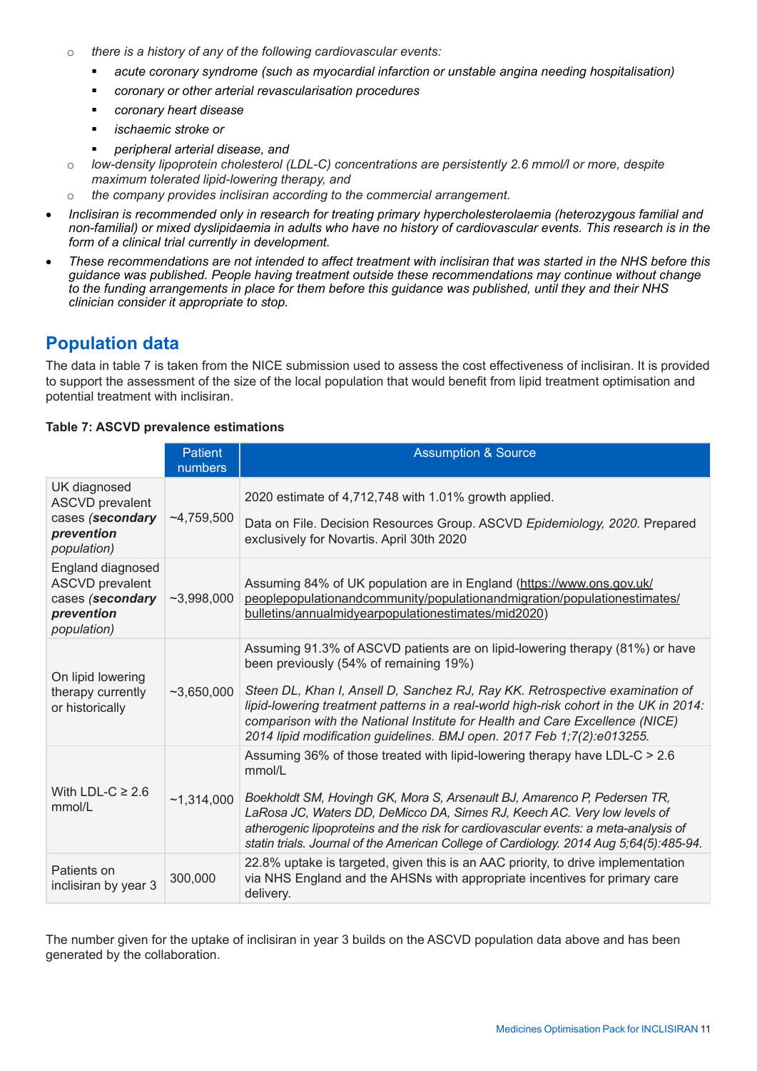- *there is a history of any of the following cardiovascular events:*
  - *acute coronary syndrome (such as myocardial infarction or unstable angina needing hospitalisation)*
  - *coronary or other arterial revascularisation procedures*
  - *coronary heart disease*
  - *ischaemic stroke or*
  - *peripheral arterial disease, and*
- *low-density lipoprotein cholesterol (LDL-C) concentrations are persistently 2.6 mmol/l or more, despite maximum tolerated lipid-lowering therapy, and*
- *the company provides inclisiran according to the commercial arrangement.*

- *Inclisiran is recommended only in research for treating primary hypercholesterolaemia (heterozygous familial and non-familial) or mixed dyslipidaemia in adults who have no history of cardiovascular events. This research is in the form of a clinical trial currently in development.*
- *These recommendations are not intended to affect treatment with inclisiran that was started in the NHS before this guidance was published. People having treatment outside these recommendations may continue without change to the funding arrangements in place for them before this guidance was published, until they and their NHS clinician consider it appropriate to stop.*

## Population data

The data in table 7 is taken from the NICE submission used to assess the cost effectiveness of inclisiran. It is provided to support the assessment of the size of the local population that would benefit from lipid treatment optimisation and potential treatment with inclisiran.

**Table 7: ASCVD prevalence estimations**

| | Patient numbers | Assumption & Source |
|---|---|---|
| UK diagnosed ASCVD prevalent cases (***secondary prevention*** *population)* | ~4,759,500 | 2020 estimate of 4,712,748 with 1.01% growth applied.<br>Data on File. Decision Resources Group. ASCVD *Epidemiology, 2020.* Prepared exclusively for Novartis. April 30th 2020 |
| England diagnosed ASCVD prevalent cases (***secondary prevention*** *population)* | ~3,998,000 | Assuming 84% of UK population are in England (https://www.ons.gov.uk/peoplepopulationandcommunity/populationandmigration/populationestimates/bulletins/annualmidyearpopulationestimates/mid2020) |
| On lipid lowering therapy currently or historically | ~3,650,000 | Assuming 91.3% of ASCVD patients are on lipid-lowering therapy (81%) or have been previously (54% of remaining 19%)<br>*Steen DL, Khan I, Ansell D, Sanchez RJ, Ray KK. Retrospective examination of lipid-lowering treatment patterns in a real-world high-risk cohort in the UK in 2014: comparison with the National Institute for Health and Care Excellence (NICE) 2014 lipid modification guidelines. BMJ open. 2017 Feb 1;7(2):e013255.* |
| With LDL-C ≥ 2.6 mmol/L | ~1,314,000 | Assuming 36% of those treated with lipid-lowering therapy have LDL-C > 2.6 mmol/L<br>*Boekholdt SM, Hovingh GK, Mora S, Arsenault BJ, Amarenco P, Pedersen TR, LaRosa JC, Waters DD, DeMicco DA, Simes RJ, Keech AC. Very low levels of atherogenic lipoproteins and the risk for cardiovascular events: a meta-analysis of statin trials. Journal of the American College of Cardiology. 2014 Aug 5;64(5):485-94.* |
| Patients on inclisiran by year 3 | 300,000 | 22.8% uptake is targeted, given this is an AAC priority, to drive implementation via NHS England and the AHSNs with appropriate incentives for primary care delivery. |

The number given for the uptake of inclisiran in year 3 builds on the ASCVD population data above and has been generated by the collaboration.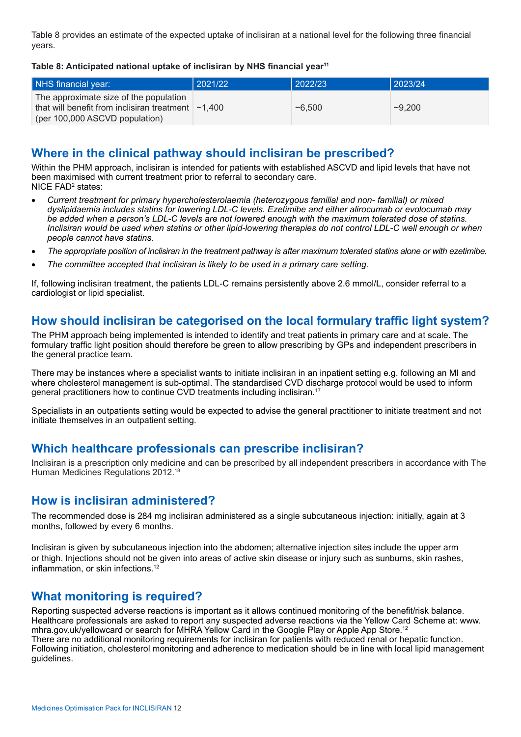Table 8 provides an estimate of the expected uptake of inclisiran at a national level for the following three financial years.

**Table 8: Anticipated national uptake of inclisiran by NHS financial year[11]**

| NHS financial year: | 2021/22 | 2022/23 | 2023/24 |
|---|---|---|---|
| The approximate size of the population that will benefit from inclisiran treatment (per 100,000 ASCVD population) | ~1,400 | ~6,500 | ~9,200 |

## Where in the clinical pathway should inclisiran be prescribed?

Within the PHM approach, inclisiran is intended for patients with established ASCVD and lipid levels that have not been maximised with current treatment prior to referral to secondary care.
NICE FAD[2] states:

- *Current treatment for primary hypercholesterolaemia (heterozygous familial and non- familial) or mixed dyslipidaemia includes statins for lowering LDL-C levels. Ezetimibe and either alirocumab or evolocumab may be added when a person's LDL-C levels are not lowered enough with the maximum tolerated dose of statins. Inclisiran would be used when statins or other lipid-lowering therapies do not control LDL-C well enough or when people cannot have statins.*
- *The appropriate position of inclisiran in the treatment pathway is after maximum tolerated statins alone or with ezetimibe.*
- *The committee accepted that inclisiran is likely to be used in a primary care setting.*

If, following inclisiran treatment, the patients LDL-C remains persistently above 2.6 mmol/L, consider referral to a cardiologist or lipid specialist.

## How should inclisiran be categorised on the local formulary traffic light system?

The PHM approach being implemented is intended to identify and treat patients in primary care and at scale. The formulary traffic light position should therefore be green to allow prescribing by GPs and independent prescribers in the general practice team.

There may be instances where a specialist wants to initiate inclisiran in an inpatient setting e.g. following an MI and where cholesterol management is sub-optimal. The standardised CVD discharge protocol would be used to inform general practitioners how to continue CVD treatments including inclisiran.[17]

Specialists in an outpatients setting would be expected to advise the general practitioner to initiate treatment and not initiate themselves in an outpatient setting.

## Which healthcare professionals can prescribe inclisiran?

Inclisiran is a prescription only medicine and can be prescribed by all independent prescribers in accordance with The Human Medicines Regulations 2012.[18]

## How is inclisiran administered?

The recommended dose is 284 mg inclisiran administered as a single subcutaneous injection: initially, again at 3 months, followed by every 6 months.

Inclisiran is given by subcutaneous injection into the abdomen; alternative injection sites include the upper arm or thigh. Injections should not be given into areas of active skin disease or injury such as sunburns, skin rashes, inflammation, or skin infections.[12]

## What monitoring is required?

Reporting suspected adverse reactions is important as it allows continued monitoring of the benefit/risk balance. Healthcare professionals are asked to report any suspected adverse reactions via the Yellow Card Scheme at: www.mhra.gov.uk/yellowcard or search for MHRA Yellow Card in the Google Play or Apple App Store.[12]
There are no additional monitoring requirements for inclisiran for patients with reduced renal or hepatic function. Following initiation, cholesterol monitoring and adherence to medication should be in line with local lipid management guidelines.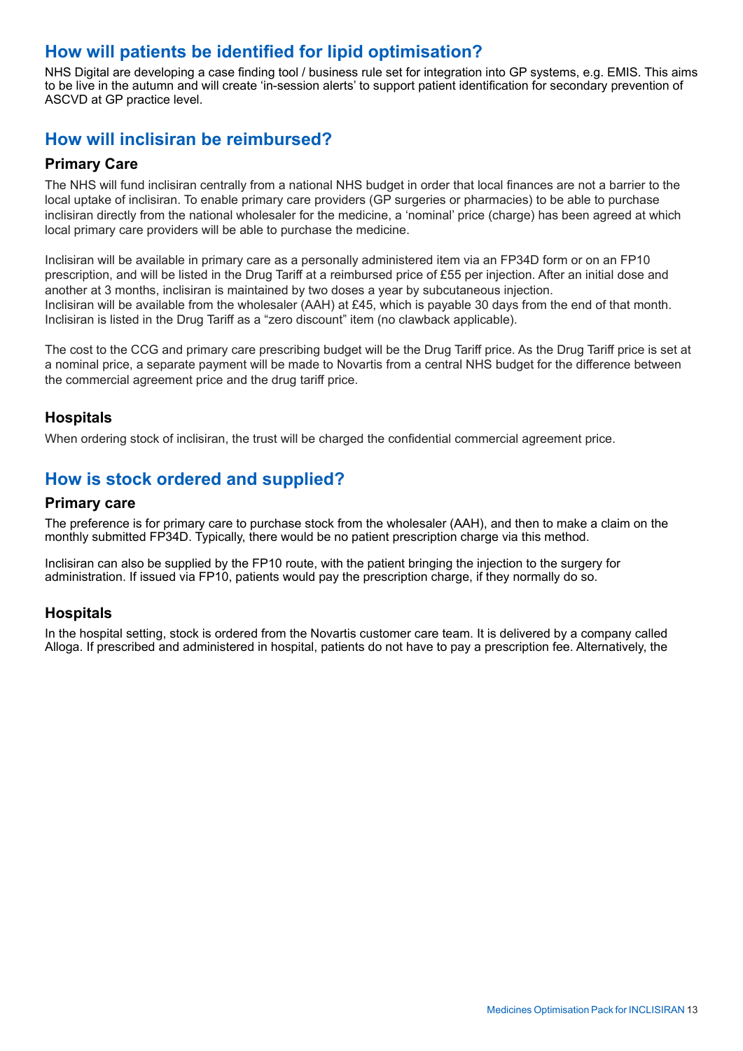## How will patients be identified for lipid optimisation?

NHS Digital are developing a case finding tool / business rule set for integration into GP systems, e.g. EMIS. This aims to be live in the autumn and will create 'in-session alerts' to support patient identification for secondary prevention of ASCVD at GP practice level.

## How will inclisiran be reimbursed?

### Primary Care

The NHS will fund inclisiran centrally from a national NHS budget in order that local finances are not a barrier to the local uptake of inclisiran. To enable primary care providers (GP surgeries or pharmacies) to be able to purchase inclisiran directly from the national wholesaler for the medicine, a 'nominal' price (charge) has been agreed at which local primary care providers will be able to purchase the medicine.

Inclisiran will be available in primary care as a personally administered item via an FP34D form or on an FP10 prescription, and will be listed in the Drug Tariff at a reimbursed price of £55 per injection. After an initial dose and another at 3 months, inclisiran is maintained by two doses a year by subcutaneous injection.
Inclisiran will be available from the wholesaler (AAH) at £45, which is payable 30 days from the end of that month. Inclisiran is listed in the Drug Tariff as a "zero discount" item (no clawback applicable).

The cost to the CCG and primary care prescribing budget will be the Drug Tariff price. As the Drug Tariff price is set at a nominal price, a separate payment will be made to Novartis from a central NHS budget for the difference between the commercial agreement price and the drug tariff price.

### Hospitals

When ordering stock of inclisiran, the trust will be charged the confidential commercial agreement price.

## How is stock ordered and supplied?

### Primary care

The preference is for primary care to purchase stock from the wholesaler (AAH), and then to make a claim on the monthly submitted FP34D. Typically, there would be no patient prescription charge via this method.

Inclisiran can also be supplied by the FP10 route, with the patient bringing the injection to the surgery for administration. If issued via FP10, patients would pay the prescription charge, if they normally do so.

### Hospitals

In the hospital setting, stock is ordered from the Novartis customer care team. It is delivered by a company called Alloga. If prescribed and administered in hospital, patients do not have to pay a prescription fee. Alternatively, the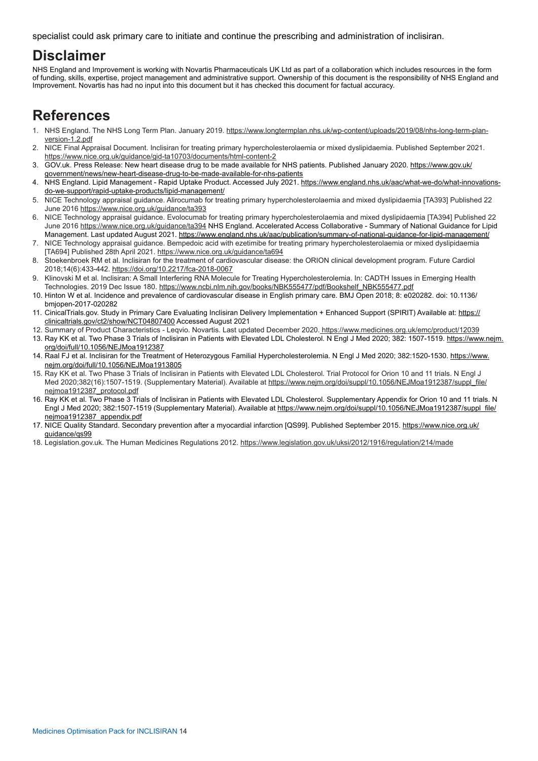specialist could ask primary care to initiate and continue the prescribing and administration of inclisiran.

## Disclaimer

NHS England and Improvement is working with Novartis Pharmaceuticals UK Ltd as part of a collaboration which includes resources in the form of funding, skills, expertise, project management and administrative support. Ownership of this document is the responsibility of NHS England and Improvement. Novartis has had no input into this document but it has checked this document for factual accuracy.

## References

1. NHS England. The NHS Long Term Plan. January 2019. https://www.longtermplan.nhs.uk/wp-content/uploads/2019/08/nhs-long-term-plan-version-1.2.pdf
2. NICE Final Appraisal Document. Inclisiran for treating primary hypercholesterolaemia or mixed dyslipidaemia. Published September 2021. https://www.nice.org.uk/guidance/gid-ta10703/documents/html-content-2
3. GOV.uk. Press Release: New heart disease drug to be made available for NHS patients. Published January 2020. https://www.gov.uk/government/news/new-heart-disease-drug-to-be-made-available-for-nhs-patients
4. NHS England. Lipid Management - Rapid Uptake Product. Accessed July 2021. https://www.england.nhs.uk/aac/what-we-do/what-innovations-do-we-support/rapid-uptake-products/lipid-management/
5. NICE Technology appraisal guidance. Alirocumab for treating primary hypercholesterolaemia and mixed dyslipidaemia [TA393] Published 22 June 2016 https://www.nice.org.uk/guidance/ta393
6. NICE Technology appraisal guidance. Evolocumab for treating primary hypercholesterolaemia and mixed dyslipidaemia [TA394] Published 22 June 2016 https://www.nice.org.uk/guidance/ta394 NHS England. Accelerated Access Collaborative - Summary of National Guidance for Lipid Management. Last updated August 2021. https://www.england.nhs.uk/aac/publication/summary-of-national-guidance-for-lipid-management/
7. NICE Technology appraisal guidance. Bempedoic acid with ezetimibe for treating primary hypercholesterolaemia or mixed dyslipidaemia [TA694] Published 28th April 2021. https://www.nice.org.uk/guidance/ta694
8. Stoekenbroek RM et al. Inclisiran for the treatment of cardiovascular disease: the ORION clinical development program. Future Cardiol 2018;14(6):433-442. https://doi.org/10.2217/fca-2018-0067
9. Klinovski M et al. Inclisiran: A Small Interfering RNA Molecule for Treating Hypercholesterolemia. In: CADTH Issues in Emerging Health Technologies. 2019 Dec Issue 180. https://www.ncbi.nlm.nih.gov/books/NBK555477/pdf/Bookshelf_NBK555477.pdf
10. Hinton W et al. Incidence and prevalence of cardiovascular disease in English primary care. BMJ Open 2018; 8: e020282. doi: 10.1136/bmjopen-2017-020282
11. CinicalTrials.gov. Study in Primary Care Evaluating Inclisiran Delivery Implementation + Enhanced Support (SPIRIT) Available at: https://clinicaltrials.gov/ct2/show/NCT04807400 Accessed August 2021
12. Summary of Product Characteristics - Leqvio. Novartis. Last updated December 2020. https://www.medicines.org.uk/emc/product/12039
13. Ray KK et al. Two Phase 3 Trials of Inclisiran in Patients with Elevated LDL Cholesterol. N Engl J Med 2020; 382: 1507-1519. https://www.nejm.org/doi/full/10.1056/NEJMoa1912387
14. Raal FJ et al. Inclisiran for the Treatment of Heterozygous Familial Hypercholesterolemia. N Engl J Med 2020; 382:1520-1530. https://www.nejm.org/doi/full/10.1056/NEJMoa1913805
15. Ray KK et al. Two Phase 3 Trials of Inclisiran in Patients with Elevated LDL Cholesterol. Trial Protocol for Orion 10 and 11 trials. N Engl J Med 2020;382(16):1507-1519. (Supplementary Material). Available at https://www.nejm.org/doi/suppl/10.1056/NEJMoa1912387/suppl_file/nejmoa1912387_protocol.pdf
16. Ray KK et al. Two Phase 3 Trials of Inclisiran in Patients with Elevated LDL Cholesterol. Supplementary Appendix for Orion 10 and 11 trials. N Engl J Med 2020; 382:1507-1519 (Supplementary Material). Available at https://www.nejm.org/doi/suppl/10.1056/NEJMoa1912387/suppl_file/nejmoa1912387_appendix.pdf
17. NICE Quality Standard. Secondary prevention after a myocardial infarction [QS99]. Published September 2015. https://www.nice.org.uk/guidance/qs99
18. Legislation.gov.uk. The Human Medicines Regulations 2012. https://www.legislation.gov.uk/uksi/2012/1916/regulation/214/made